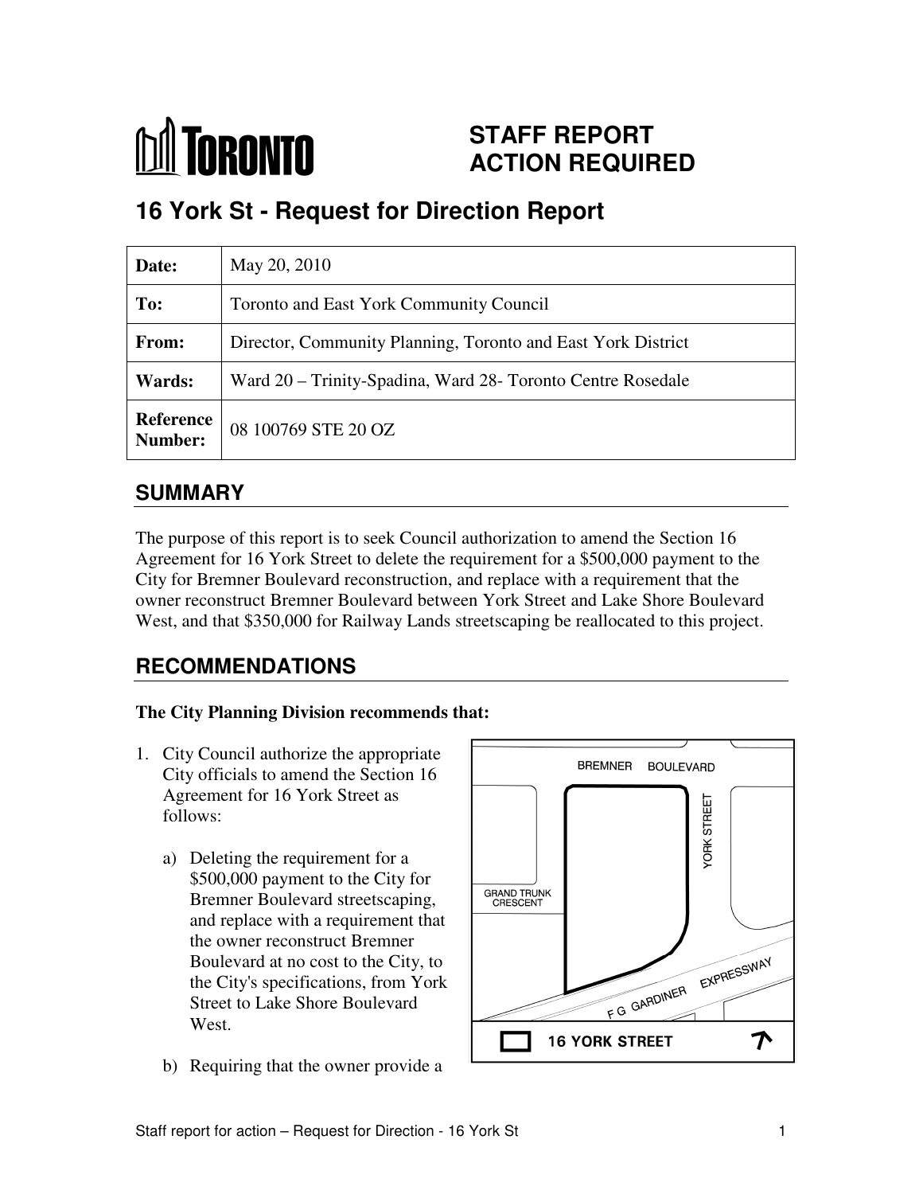# STAFF REPORT ACTION REQUIRED

## 16 York St - Request for Direction Report

| **Date:** | May 20, 2010 |
|---|---|
| **To:** | Toronto and East York Community Council |
| **From:** | Director, Community Planning, Toronto and East York District |
| **Wards:** | Ward 20 – Trinity-Spadina, Ward 28- Toronto Centre Rosedale |
| **Reference Number:** | 08 100769 STE 20 OZ |

## SUMMARY

The purpose of this report is to seek Council authorization to amend the Section 16 Agreement for 16 York Street to delete the requirement for a $500,000 payment to the City for Bremner Boulevard reconstruction, and replace with a requirement that the owner reconstruct Bremner Boulevard between York Street and Lake Shore Boulevard West, and that $350,000 for Railway Lands streetscaping be reallocated to this project.

## RECOMMENDATIONS

**The City Planning Division recommends that:**

1. City Council authorize the appropriate City officials to amend the Section 16 Agreement for 16 York Street as follows:

   a) Deleting the requirement for a $500,000 payment to the City for Bremner Boulevard streetscaping, and replace with a requirement that the owner reconstruct Bremner Boulevard at no cost to the City, to the City's specifications, from York Street to Lake Shore Boulevard West.

   b) Requiring that the owner provide a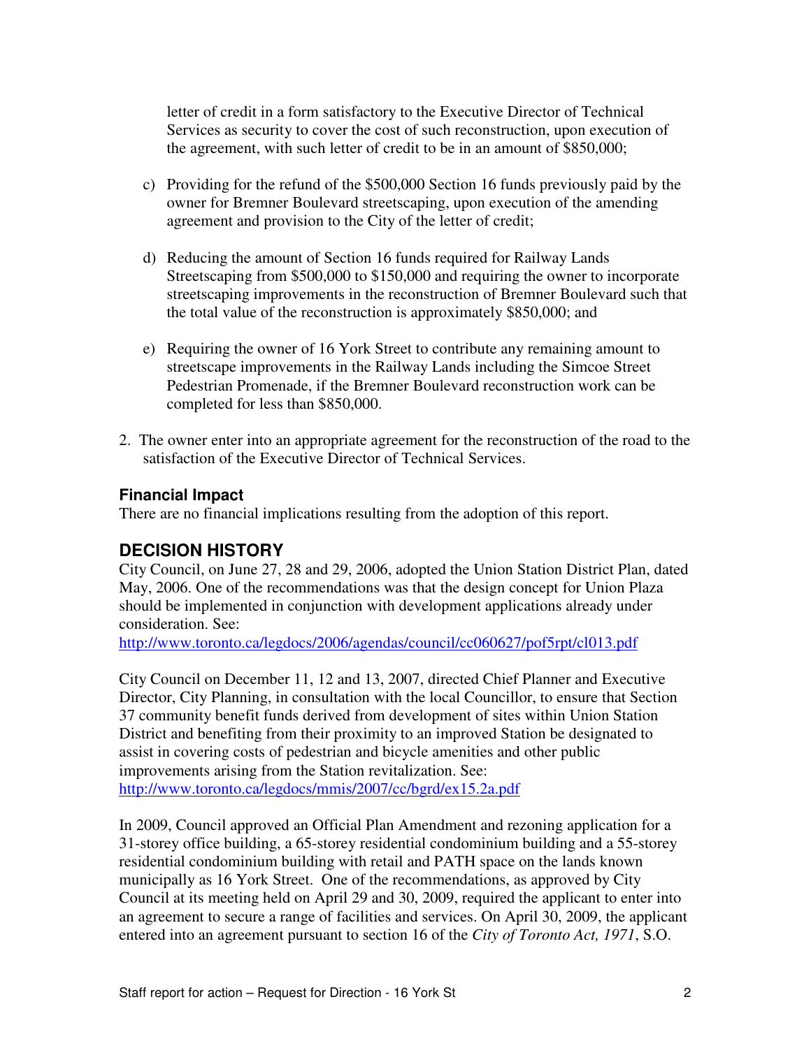letter of credit in a form satisfactory to the Executive Director of Technical Services as security to cover the cost of such reconstruction, upon execution of the agreement, with such letter of credit to be in an amount of $850,000;

c) Providing for the refund of the $500,000 Section 16 funds previously paid by the owner for Bremner Boulevard streetscaping, upon execution of the amending agreement and provision to the City of the letter of credit;

d) Reducing the amount of Section 16 funds required for Railway Lands Streetscaping from $500,000 to $150,000 and requiring the owner to incorporate streetscaping improvements in the reconstruction of Bremner Boulevard such that the total value of the reconstruction is approximately $850,000; and

e) Requiring the owner of 16 York Street to contribute any remaining amount to streetscape improvements in the Railway Lands including the Simcoe Street Pedestrian Promenade, if the Bremner Boulevard reconstruction work can be completed for less than $850,000.

2. The owner enter into an appropriate agreement for the reconstruction of the road to the satisfaction of the Executive Director of Technical Services.

### Financial Impact

There are no financial implications resulting from the adoption of this report.

## DECISION HISTORY

City Council, on June 27, 28 and 29, 2006, adopted the Union Station District Plan, dated May, 2006. One of the recommendations was that the design concept for Union Plaza should be implemented in conjunction with development applications already under consideration. See:
http://www.toronto.ca/legdocs/2006/agendas/council/cc060627/pof5rpt/cl013.pdf

City Council on December 11, 12 and 13, 2007, directed Chief Planner and Executive Director, City Planning, in consultation with the local Councillor, to ensure that Section 37 community benefit funds derived from development of sites within Union Station District and benefiting from their proximity to an improved Station be designated to assist in covering costs of pedestrian and bicycle amenities and other public improvements arising from the Station revitalization. See:
http://www.toronto.ca/legdocs/mmis/2007/cc/bgrd/ex15.2a.pdf

In 2009, Council approved an Official Plan Amendment and rezoning application for a 31-storey office building, a 65-storey residential condominium building and a 55-storey residential condominium building with retail and PATH space on the lands known municipally as 16 York Street. One of the recommendations, as approved by City Council at its meeting held on April 29 and 30, 2009, required the applicant to enter into an agreement to secure a range of facilities and services. On April 30, 2009, the applicant entered into an agreement pursuant to section 16 of the *City of Toronto Act, 1971*, S.O.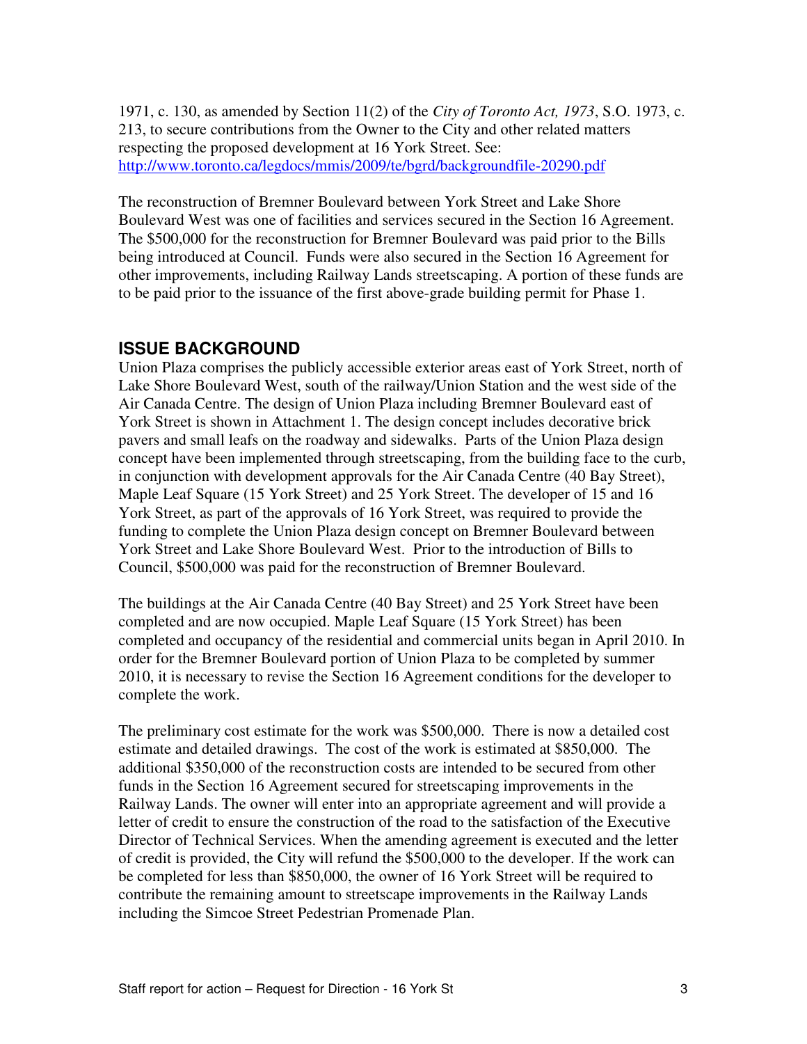1971, c. 130, as amended by Section 11(2) of the *City of Toronto Act, 1973*, S.O. 1973, c. 213, to secure contributions from the Owner to the City and other related matters respecting the proposed development at 16 York Street. See: [http://www.toronto.ca/legdocs/mmis/2009/te/bgrd/backgroundfile-20290.pdf](http://www.toronto.ca/legdocs/mmis/2009/te/bgrd/backgroundfile-20290.pdf)

The reconstruction of Bremner Boulevard between York Street and Lake Shore Boulevard West was one of facilities and services secured in the Section 16 Agreement. The $500,000 for the reconstruction for Bremner Boulevard was paid prior to the Bills being introduced at Council. Funds were also secured in the Section 16 Agreement for other improvements, including Railway Lands streetscaping. A portion of these funds are to be paid prior to the issuance of the first above-grade building permit for Phase 1.

## ISSUE BACKGROUND

Union Plaza comprises the publicly accessible exterior areas east of York Street, north of Lake Shore Boulevard West, south of the railway/Union Station and the west side of the Air Canada Centre. The design of Union Plaza including Bremner Boulevard east of York Street is shown in Attachment 1. The design concept includes decorative brick pavers and small leafs on the roadway and sidewalks. Parts of the Union Plaza design concept have been implemented through streetscaping, from the building face to the curb, in conjunction with development approvals for the Air Canada Centre (40 Bay Street), Maple Leaf Square (15 York Street) and 25 York Street. The developer of 15 and 16 York Street, as part of the approvals of 16 York Street, was required to provide the funding to complete the Union Plaza design concept on Bremner Boulevard between York Street and Lake Shore Boulevard West. Prior to the introduction of Bills to Council, $500,000 was paid for the reconstruction of Bremner Boulevard.

The buildings at the Air Canada Centre (40 Bay Street) and 25 York Street have been completed and are now occupied. Maple Leaf Square (15 York Street) has been completed and occupancy of the residential and commercial units began in April 2010. In order for the Bremner Boulevard portion of Union Plaza to be completed by summer 2010, it is necessary to revise the Section 16 Agreement conditions for the developer to complete the work.

The preliminary cost estimate for the work was $500,000. There is now a detailed cost estimate and detailed drawings. The cost of the work is estimated at $850,000. The additional $350,000 of the reconstruction costs are intended to be secured from other funds in the Section 16 Agreement secured for streetscaping improvements in the Railway Lands. The owner will enter into an appropriate agreement and will provide a letter of credit to ensure the construction of the road to the satisfaction of the Executive Director of Technical Services. When the amending agreement is executed and the letter of credit is provided, the City will refund the $500,000 to the developer. If the work can be completed for less than $850,000, the owner of 16 York Street will be required to contribute the remaining amount to streetscape improvements in the Railway Lands including the Simcoe Street Pedestrian Promenade Plan.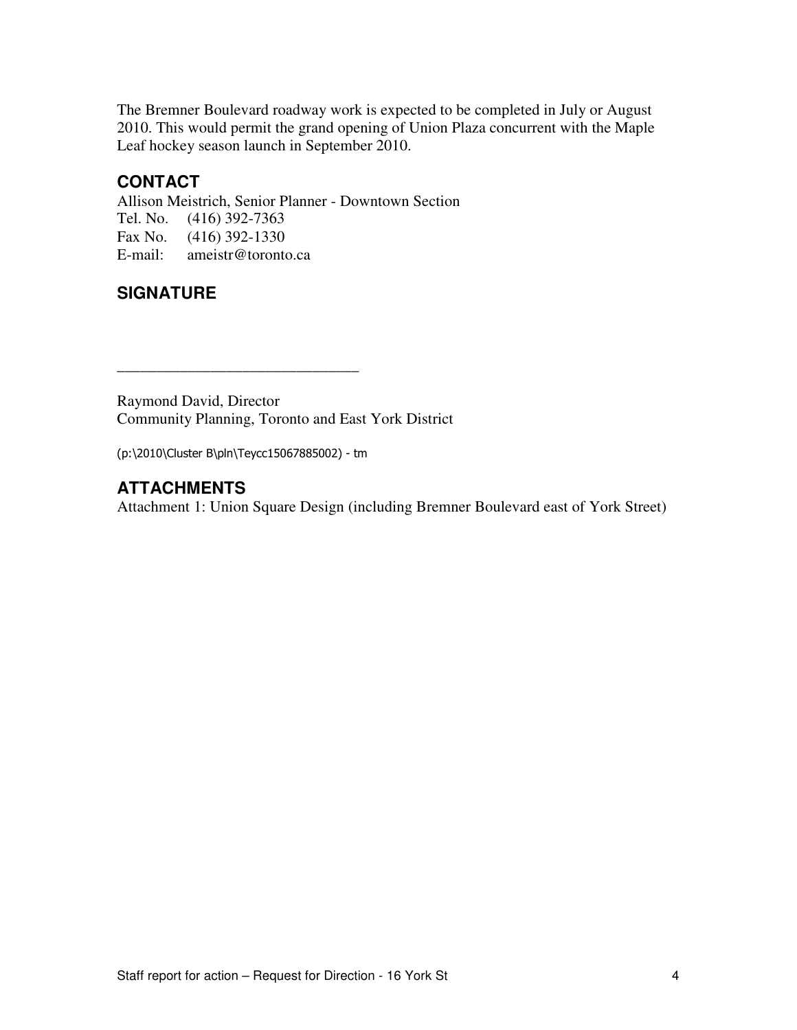The Bremner Boulevard roadway work is expected to be completed in July or August 2010. This would permit the grand opening of Union Plaza concurrent with the Maple Leaf hockey season launch in September 2010.

## CONTACT

Allison Meistrich, Senior Planner - Downtown Section
Tel. No. (416) 392-7363
Fax No. (416) 392-1330
E-mail: ameistr@toronto.ca

## SIGNATURE

_______________________________

Raymond David, Director
Community Planning, Toronto and East York District

(p:\2010\Cluster B\pln\Teycc15067885002) - tm

## ATTACHMENTS

Attachment 1: Union Square Design (including Bremner Boulevard east of York Street)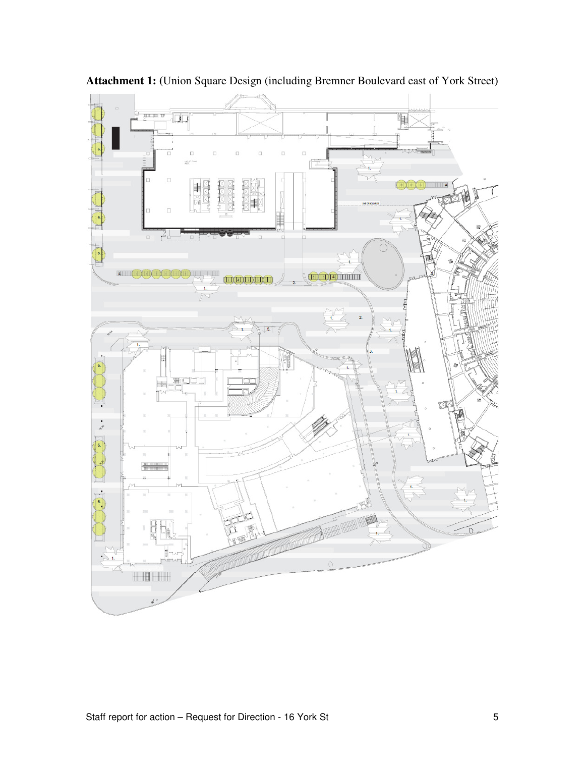**Attachment 1:** (Union Square Design (including Bremner Boulevard east of York Street)